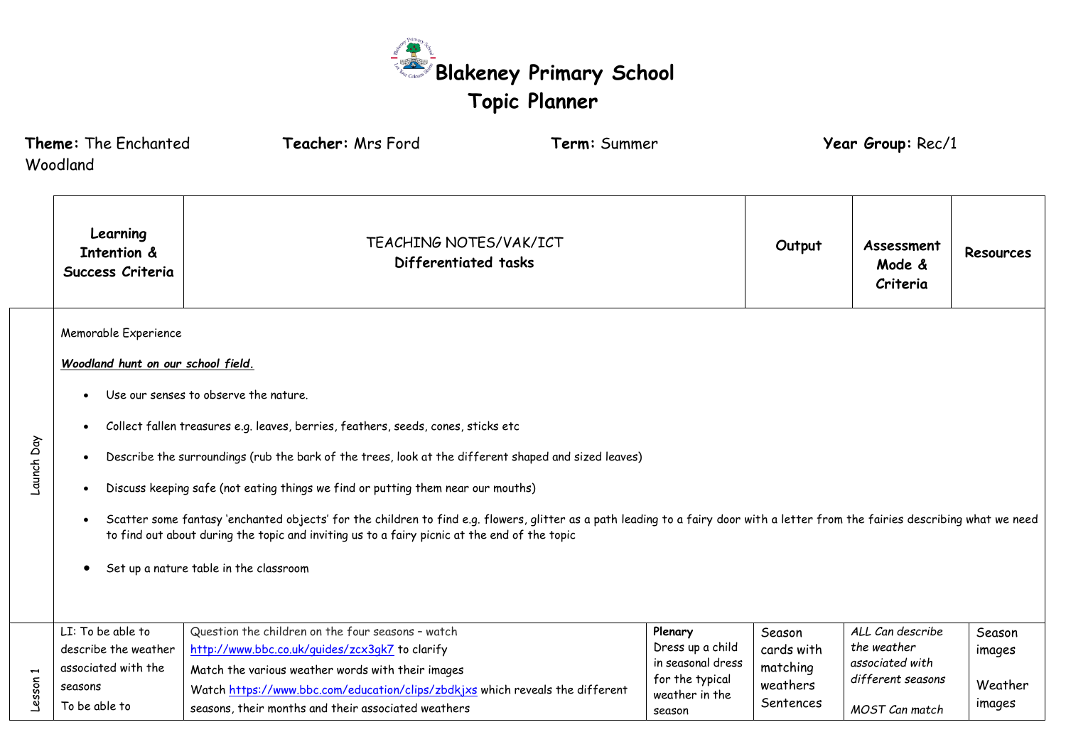# Blakeney Primary School
## Topic Planner

**Theme:** The Enchanted Woodland **Teacher:** Mrs Ford **Term:** Summer **Year Group:** Rec/1

| | Learning Intention & Success Criteria | TEACHING NOTES/VAK/ICT **Differentiated tasks** | | Output | Assessment Mode & Criteria | Resources |
|---|---|---|---|---|---|---|
| Launch Day | Memorable Experience<br><br>***Woodland hunt on our school field.***<br><br>• Use our senses to observe the nature.<br>• Collect fallen treasures e.g. leaves, berries, feathers, seeds, cones, sticks etc<br>• Describe the surroundings (rub the bark of the trees, look at the different shaped and sized leaves)<br>• Discuss keeping safe (not eating things we find or putting them near our mouths)<br>• Scatter some fantasy 'enchanted objects' for the children to find e.g. flowers, glitter as a path leading to a fairy door with a letter from the fairies describing what we need to find out about during the topic and inviting us to a fairy picnic at the end of the topic<br>• Set up a nature table in the classroom | | | | | |
| Lesson 1 | LI: To be able to describe the weather associated with the seasons<br>To be able to | Question the children on the four seasons – watch http://www.bbc.co.uk/guides/zcx3gk7 to clarify<br>Match the various weather words with their images<br>Watch https://www.bbc.com/education/clips/zbdkjxs which reveals the different seasons, their months and their associated weathers | **Plenary**<br>Dress up a child in seasonal dress for the typical weather in the season | Season cards with matching weathers Sentences | *ALL Can describe the weather associated with different seasons*<br><br>*MOST Can match* | Season images<br><br>Weather images |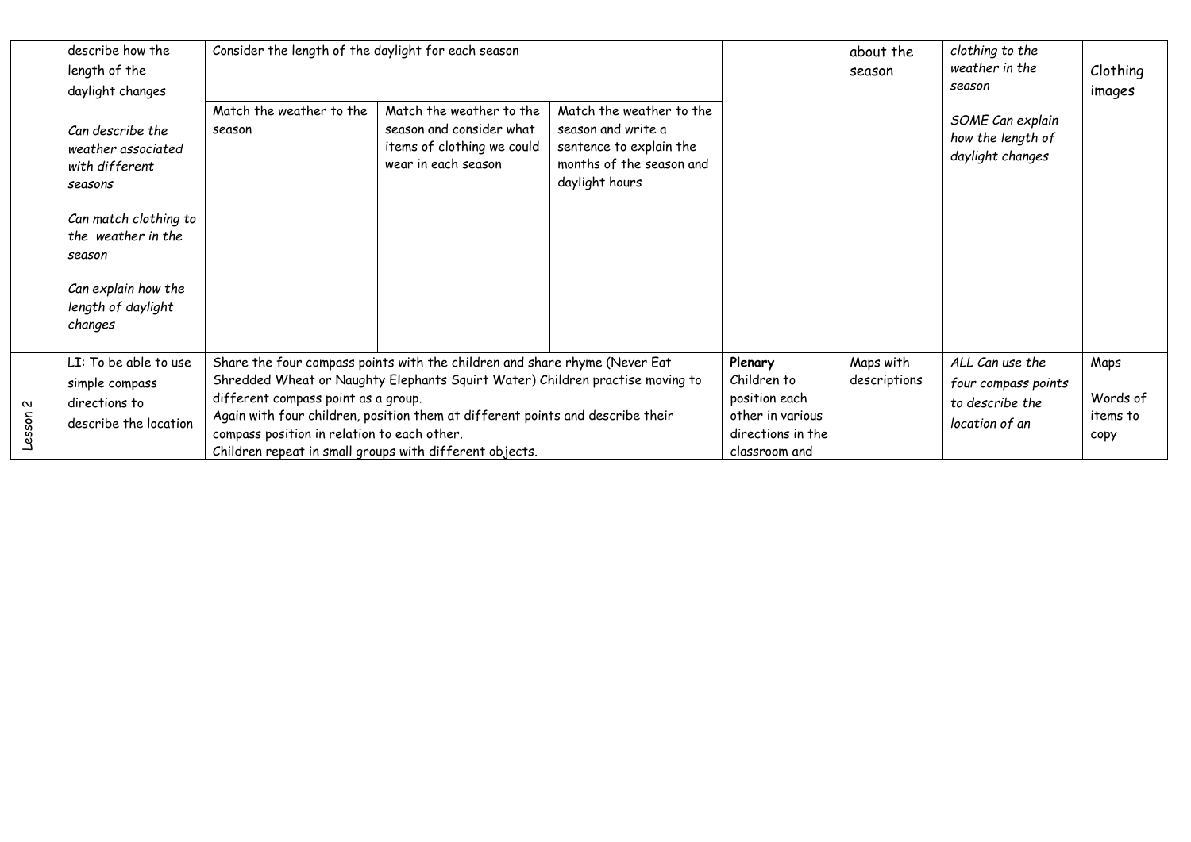| | | | | | | | | |
|---|---|---|---|---|---|---|---|---|
| | describe how the length of the daylight changes<br><br>*Can describe the weather associated with different seasons*<br><br>*Can match clothing to the weather in the season*<br><br>*Can explain how the length of daylight changes* | Consider the length of the daylight for each season<br><br>Match the weather to the season | <br><br>Match the weather to the season and consider what items of clothing we could wear in each season | <br><br>Match the weather to the season and write a sentence to explain the months of the season and daylight hours | | about the season | *clothing to the weather in the season*<br><br>*SOME Can explain how the length of daylight changes* | Clothing images |
| Lesson 2 | LI: To be able to use simple compass directions to describe the location | Share the four compass points with the children and share rhyme (Never Eat Shredded Wheat or Naughty Elephants Squirt Water) Children practise moving to different compass point as a group.<br>Again with four children, position them at different points and describe their compass position in relation to each other.<br>Children repeat in small groups with different objects. | | | **Plenary**<br>Children to position each other in various directions in the classroom and | Maps with descriptions | *ALL Can use the four compass points to describe the location of an* | Maps<br><br>Words of items to copy |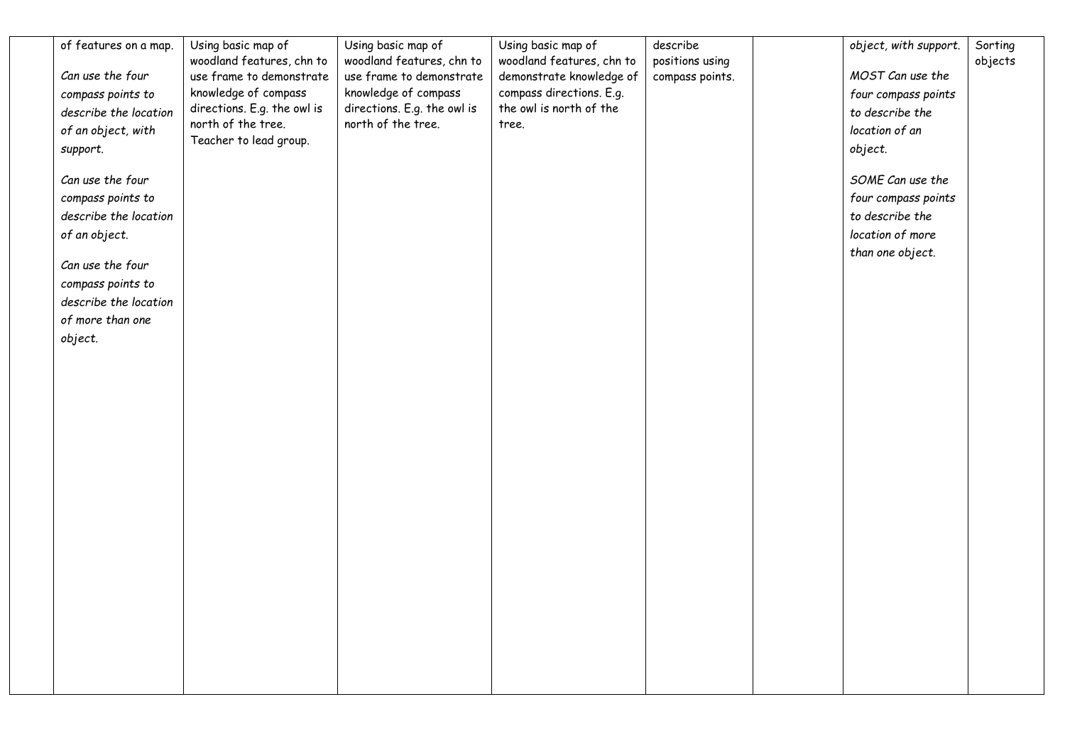|  |  |  |  |  |  |  |  |  |
|---|---|---|---|---|---|---|---|---|
|  | of features on a map.<br><br>*Can use the four compass points to describe the location of an object, with support.*<br><br>*Can use the four compass points to describe the location of an object.*<br><br>*Can use the four compass points to describe the location of more than one object.* | Using basic map of woodland features, chn to use frame to demonstrate knowledge of compass directions. E.g. the owl is north of the tree. Teacher to lead group. | Using basic map of woodland features, chn to use frame to demonstrate knowledge of compass directions. E.g. the owl is north of the tree. | Using basic map of woodland features, chn to demonstrate knowledge of compass directions. E.g. the owl is north of the tree. | describe positions using compass points. |  | *object, with support.*<br><br>*MOST Can use the four compass points to describe the location of an object.*<br><br>*SOME Can use the four compass points to describe the location of more than one object.* | Sorting objects |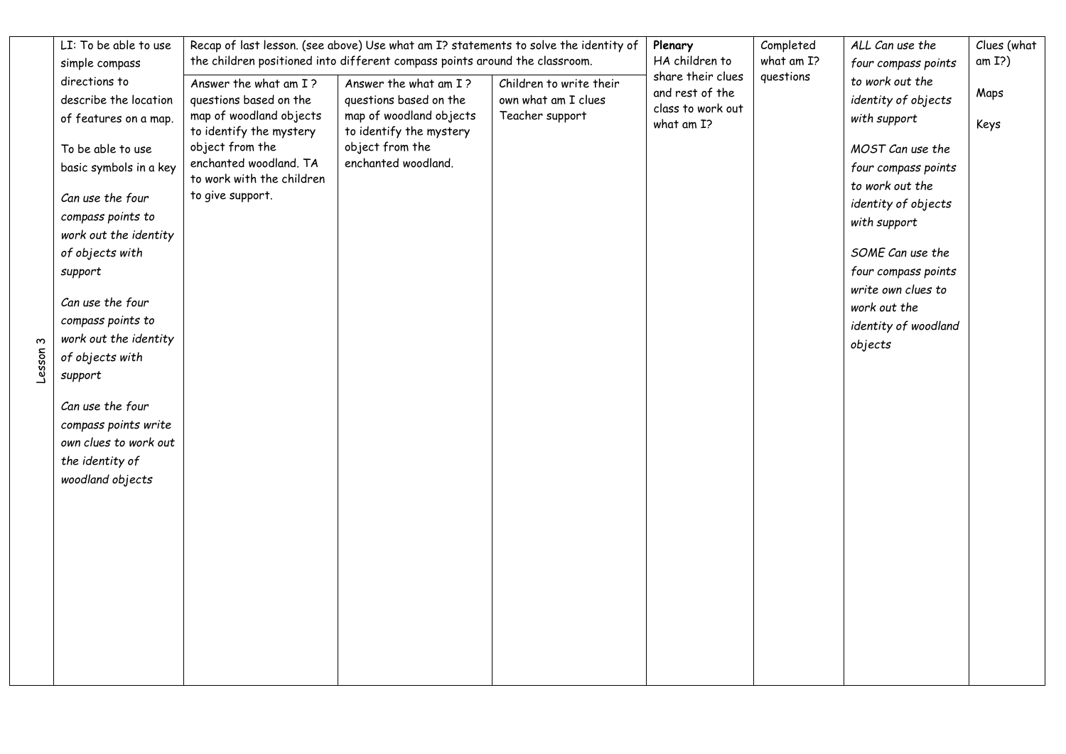| Lesson 3 | LI: To be able to use simple compass directions to describe the location of features on a map.<br><br>To be able to use basic symbols in a key<br><br>*Can use the four compass points to work out the identity of objects with support*<br><br>*Can use the four compass points to work out the identity of objects with support*<br><br>*Can use the four compass points write own clues to work out the identity of woodland objects* | Recap of last lesson. (see above) Use what am I? statements to solve the identity of the children positioned into different compass points around the classroom.<br><br>Answer the what am I ? questions based on the map of woodland objects to identify the mystery object from the enchanted woodland. TA to work with the children to give support. | Answer the what am I ? questions based on the map of woodland objects to identify the mystery object from the enchanted woodland. | Children to write their own what am I clues Teacher support | **Plenary**<br>HA children to share their clues and rest of the class to work out what am I? | Completed what am I? questions | *ALL Can use the four compass points to work out the identity of objects with support*<br><br>*MOST Can use the four compass points to work out the identity of objects with support*<br><br>*SOME Can use the four compass points write own clues to work out the identity of woodland objects* | Clues (what am I?)<br><br>Maps<br><br>Keys |
|---|---|---|---|---|---|---|---|---|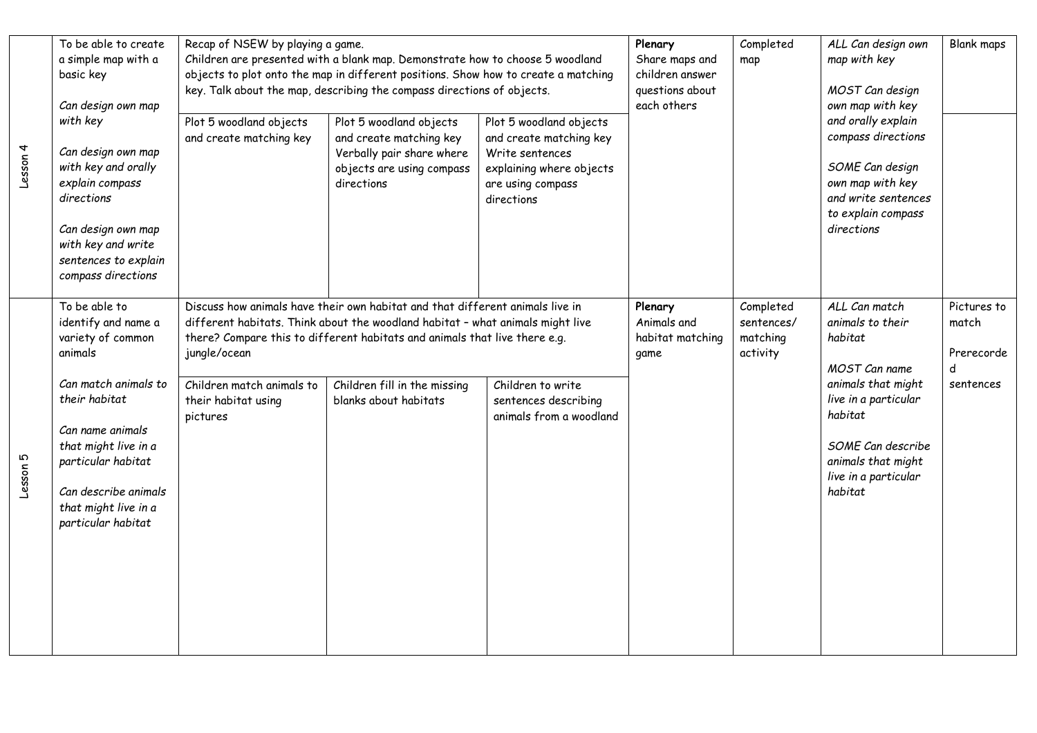| Lesson | Learning Objective | Activities | | | Plenary | Assessment | Success Criteria | Resources |
|---|---|---|---|---|---|---|---|---|
| Lesson 4 | To be able to create a simple map with a basic key<br><br>*Can design own map with key*<br><br>*Can design own map with key and orally explain compass directions*<br><br>*Can design own map with key and write sentences to explain compass directions* | Recap of NSEW by playing a game.<br>Children are presented with a blank map. Demonstrate how to choose 5 woodland objects to plot onto the map in different positions. Show how to create a matching key. Talk about the map, describing the compass directions of objects. | | | **Plenary**<br>Share maps and children answer questions about each others | Completed map | *ALL Can design own map with key*<br><br>*MOST Can design own map with key and orally explain compass directions*<br><br>*SOME Can design own map with key and write sentences to explain compass directions* | Blank maps |
| | | Plot 5 woodland objects and create matching key | Plot 5 woodland objects and create matching key<br>Verbally pair share where objects are using compass directions | Plot 5 woodland objects and create matching key<br>Write sentences explaining where objects are using compass directions | | | | |
| Lesson 5 | To be able to identify and name a variety of common animals<br><br>*Can match animals to their habitat*<br><br>*Can name animals that might live in a particular habitat*<br><br>*Can describe animals that might live in a particular habitat* | Discuss how animals have their own habitat and that different animals live in different habitats. Think about the woodland habitat – what animals might live there? Compare this to different habitats and animals that live there e.g. jungle/ocean | | | **Plenary**<br>Animals and habitat matching game | Completed sentences/ matching activity | *ALL Can match animals to their habitat*<br><br>*MOST Can name animals that might live in a particular habitat*<br><br>*SOME Can describe animals that might live in a particular habitat* | Pictures to match<br><br>Prerecorded sentences |
| | | Children match animals to their habitat using pictures | Children fill in the missing blanks about habitats | Children to write sentences describing animals from a woodland | | | | |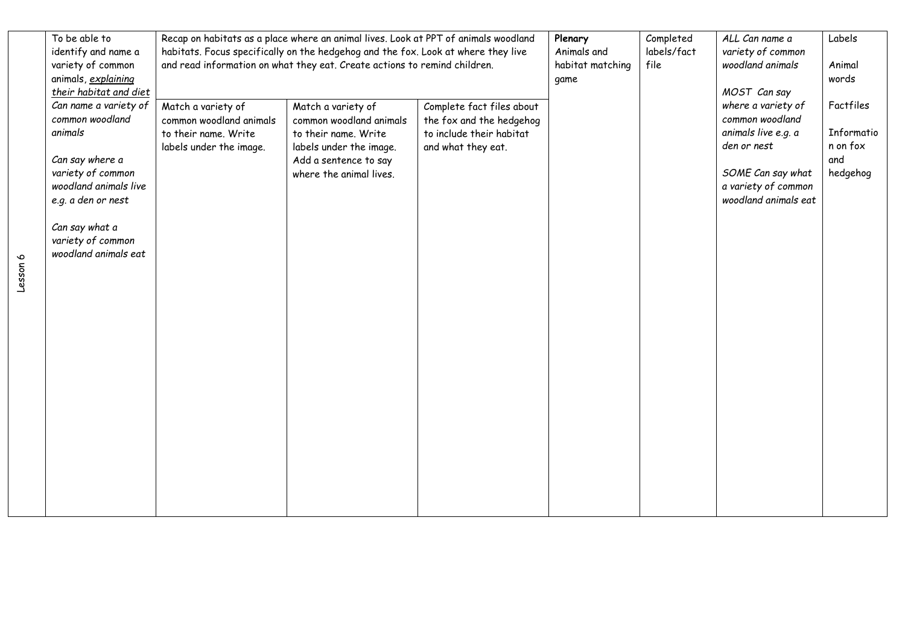| Lesson 6 | To be able to identify and name a variety of common animals, <u>*explaining their habitat and diet*</u> | Recap on habitats as a place where an animal lives. Look at PPT of animals woodland habitats. Focus specifically on the hedgehog and the fox. Look at where they live and read information on what they eat. Create actions to remind children. | | | **Plenary** Animals and habitat matching game | Completed labels/fact file | *ALL Can name a variety of common woodland animals*<br><br>*MOST Can say where a variety of common woodland animals live e.g. a den or nest*<br><br>*SOME Can say what a variety of common woodland animals eat* | Labels<br><br>Animal words<br><br>Factfiles<br><br>Information on fox and hedgehog |
|---|---|---|---|---|---|---|---|---|
| | *Can name a variety of common woodland animals*<br><br>*Can say where a variety of common woodland animals live e.g. a den or nest*<br><br>*Can say what a variety of common woodland animals eat* | Match a variety of common woodland animals to their name. Write labels under the image. | Match a variety of common woodland animals to their name. Write labels under the image. Add a sentence to say where the animal lives. | Complete fact files about the fox and the hedgehog to include their habitat and what they eat. | | | | |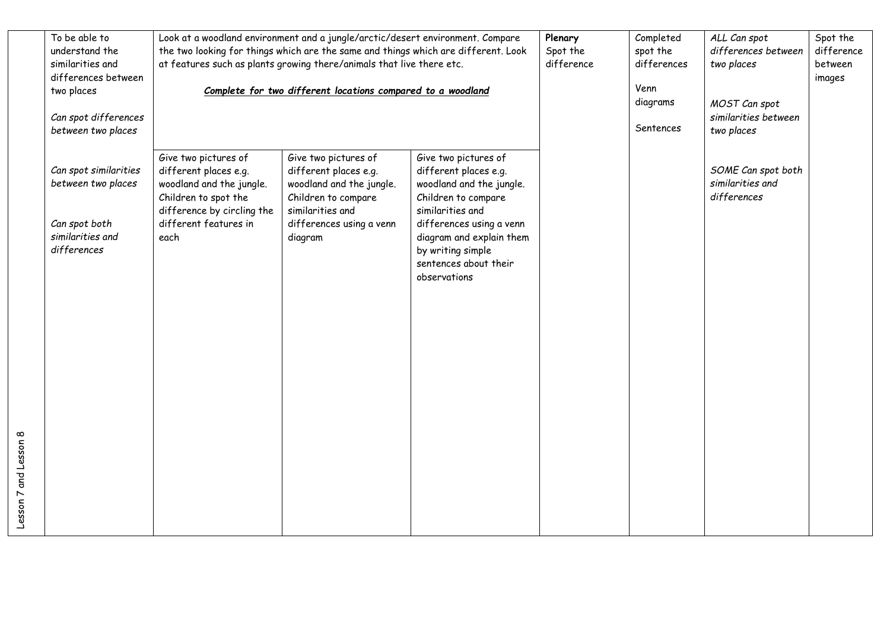| Lesson 7 and Lesson 8 | To be able to understand the similarities and differences between two places<br><br>*Can spot differences between two places*<br><br>*Can spot similarities between two places*<br><br>*Can spot both similarities and differences* | Look at a woodland environment and a jungle/arctic/desert environment. Compare the two looking for things which are the same and things which are different. Look at features such as plants growing there/animals that live there etc.<br><br>***Complete for two different locations compared to a woodland*** | | | **Plenary**<br>Spot the difference | Completed spot the differences<br><br>Venn diagrams<br><br>Sentences | *ALL Can spot differences between two places*<br><br>*MOST Can spot similarities between two places*<br><br>*SOME Can spot both similarities and differences* | Spot the difference between images |
|---|---|---|---|---|---|---|---|---|
| | | Give two pictures of different places e.g. woodland and the jungle. Children to spot the difference by circling the different features in each | Give two pictures of different places e.g. woodland and the jungle. Children to compare similarities and differences using a venn diagram | Give two pictures of different places e.g. woodland and the jungle. Children to compare similarities and differences using a venn diagram and explain them by writing simple sentences about their observations | | | | |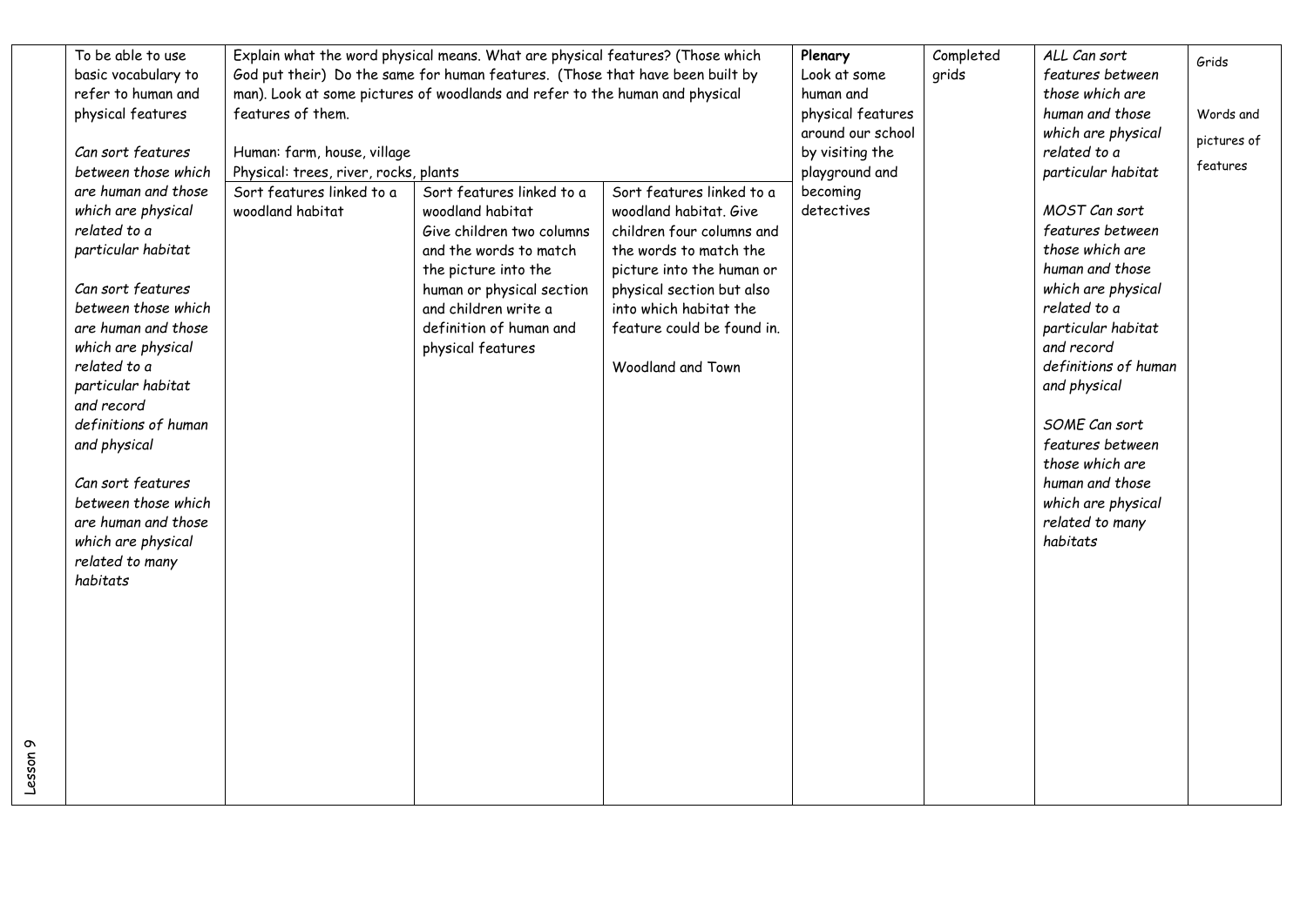| Lesson 9 | To be able to use basic vocabulary to refer to human and physical features<br><br>*Can sort features between those which are human and those which are physical related to a particular habitat*<br><br>*Can sort features between those which are human and those which are physical related to a particular habitat and record definitions of human and physical*<br><br>*Can sort features between those which are human and those which are physical related to many habitats* | Explain what the word physical means. What are physical features? (Those which God put their) Do the same for human features. (Those that have been built by man). Look at some pictures of woodlands and refer to the human and physical features of them.<br><br>Human: farm, house, village<br>Physical: trees, river, rocks, plants | | | **Plenary**<br>Look at some human and physical features around our school by visiting the playground and becoming detectives | Completed grids | *ALL Can sort features between those which are human and those which are physical related to a particular habitat*<br><br>*MOST Can sort features between those which are human and those which are physical related to a particular habitat and record definitions of human and physical*<br><br>*SOME Can sort features between those which are human and those which are physical related to many habitats* | Grids<br><br>Words and pictures of features |
|---|---|---|---|---|---|---|---|---|
| | | Sort features linked to a woodland habitat | Sort features linked to a woodland habitat<br>Give children two columns and the words to match the picture into the human or physical section and children write a definition of human and physical features | Sort features linked to a woodland habitat. Give children four columns and the words to match the picture into the human or physical section but also into which habitat the feature could be found in.<br><br>Woodland and Town | | | | |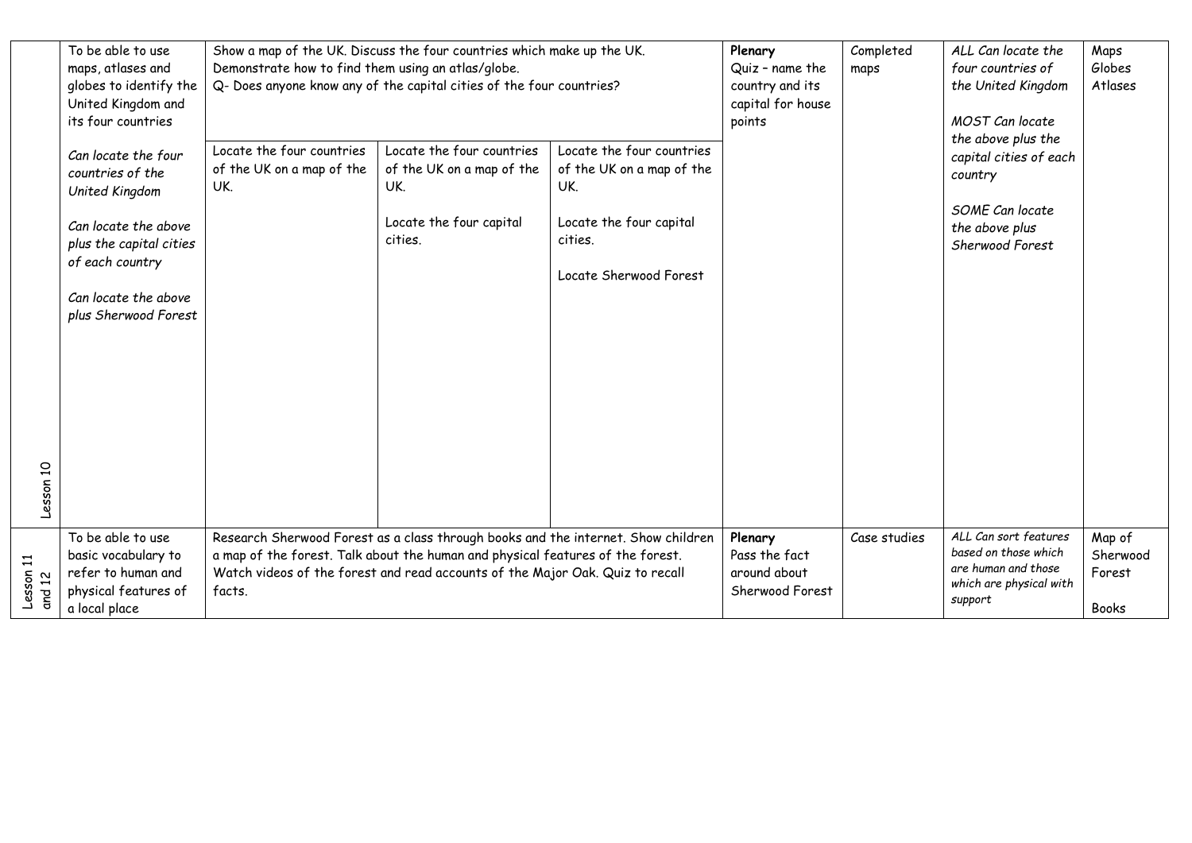| Lesson 10 | To be able to use maps, atlases and globes to identify the United Kingdom and its four countries<br><br>*Can locate the four countries of the United Kingdom*<br><br>*Can locate the above plus the capital cities of each country*<br><br>*Can locate the above plus Sherwood Forest* | Show a map of the UK. Discuss the four countries which make up the UK.<br>Demonstrate how to find them using an atlas/globe.<br>Q- Does anyone know any of the capital cities of the four countries?<br><br>Locate the four countries of the UK on a map of the UK. | <br><br><br><br>Locate the four countries of the UK on a map of the UK.<br><br>Locate the four capital cities. | <br><br><br><br>Locate the four countries of the UK on a map of the UK.<br><br>Locate the four capital cities.<br><br>Locate Sherwood Forest | **Plenary**<br>Quiz – name the country and its capital for house points | Completed maps | *ALL Can locate the four countries of the United Kingdom*<br><br>*MOST Can locate the above plus the capital cities of each country*<br><br>*SOME Can locate the above plus Sherwood Forest* | Maps<br>Globes<br>Atlases |
|---|---|---|---|---|---|---|---|---|
| Lesson 11 and 12 | To be able to use basic vocabulary to refer to human and physical features of a local place | Research Sherwood Forest as a class through books and the internet. Show children a map of the forest. Talk about the human and physical features of the forest. Watch videos of the forest and read accounts of the Major Oak. Quiz to recall facts. | | | **Plenary**<br>Pass the fact around about Sherwood Forest | Case studies | *ALL Can sort features based on those which are human and those which are physical with support* | Map of Sherwood Forest<br><br>Books |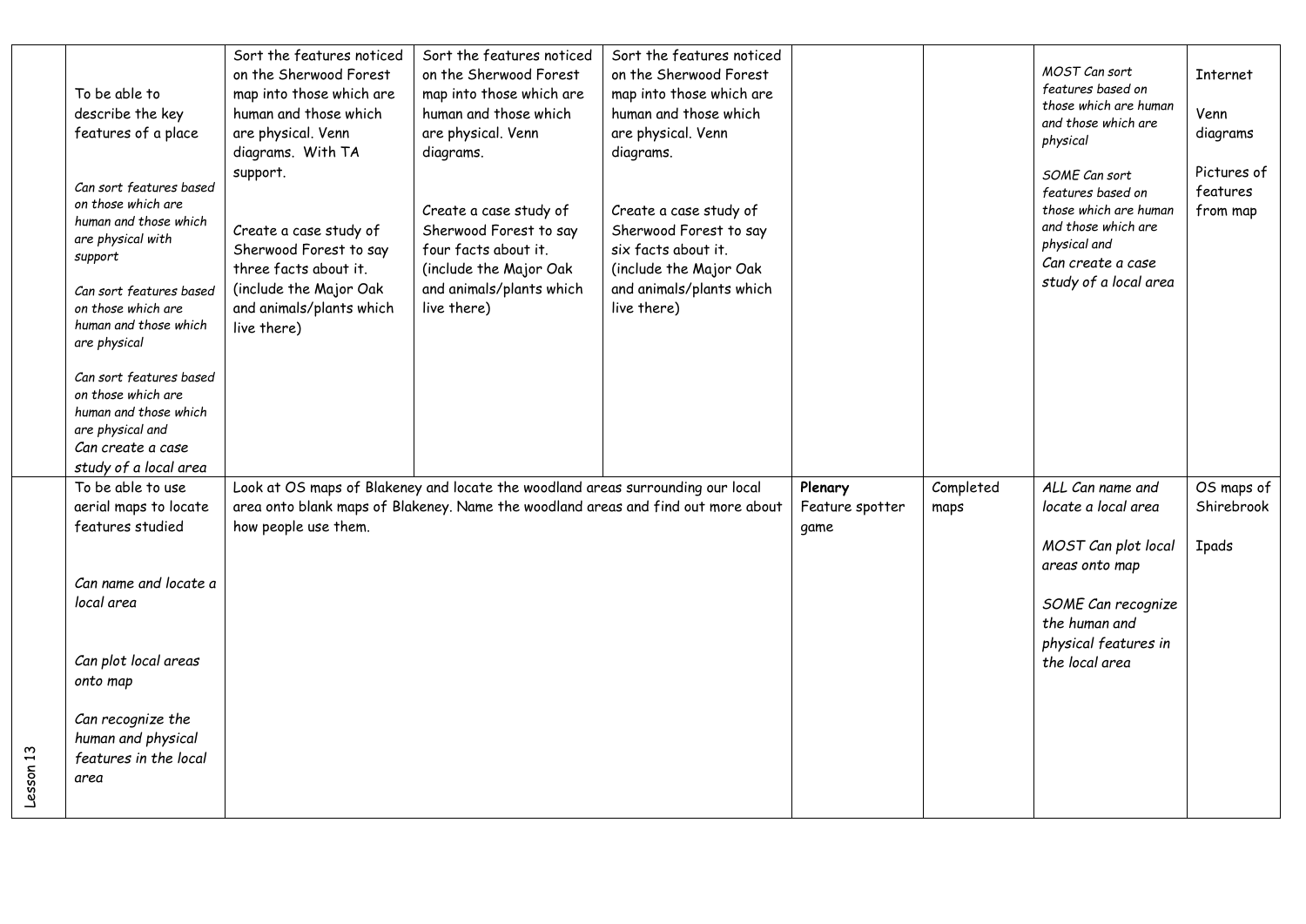| | | | | | | | | |
|---|---|---|---|---|---|---|---|---|
| | To be able to describe the key features of a place<br><br>*Can sort features based on those which are human and those which are physical with support*<br><br>*Can sort features based on those which are human and those which are physical*<br><br>*Can sort features based on those which are human and those which are physical and Can create a case study of a local area* | Sort the features noticed on the Sherwood Forest map into those which are human and those which are physical. Venn diagrams. With TA support.<br><br>Create a case study of Sherwood Forest to say three facts about it. (include the Major Oak and animals/plants which live there) | Sort the features noticed on the Sherwood Forest map into those which are human and those which are physical. Venn diagrams.<br><br>Create a case study of Sherwood Forest to say four facts about it. (include the Major Oak and animals/plants which live there) | Sort the features noticed on the Sherwood Forest map into those which are human and those which are physical. Venn diagrams.<br><br>Create a case study of Sherwood Forest to say six facts about it. (include the Major Oak and animals/plants which live there) | | | *MOST Can sort features based on those which are human and those which are physical*<br><br>*SOME Can sort features based on those which are human and those which are physical and Can create a case study of a local area* | Internet<br><br>Venn diagrams<br><br>Pictures of features from map |
| Lesson 13 | To be able to use aerial maps to locate features studied<br><br>*Can name and locate a local area*<br><br>*Can plot local areas onto map*<br><br>*Can recognize the human and physical features in the local area* | Look at OS maps of Blakeney and locate the woodland areas surrounding our local area onto blank maps of Blakeney. Name the woodland areas and find out more about how people use them. | | | **Plenary**<br>Feature spotter game | Completed maps | *ALL Can name and locate a local area*<br><br>*MOST Can plot local areas onto map*<br><br>*SOME Can recognize the human and physical features in the local area* | OS maps of Shirebrook<br><br>Ipads |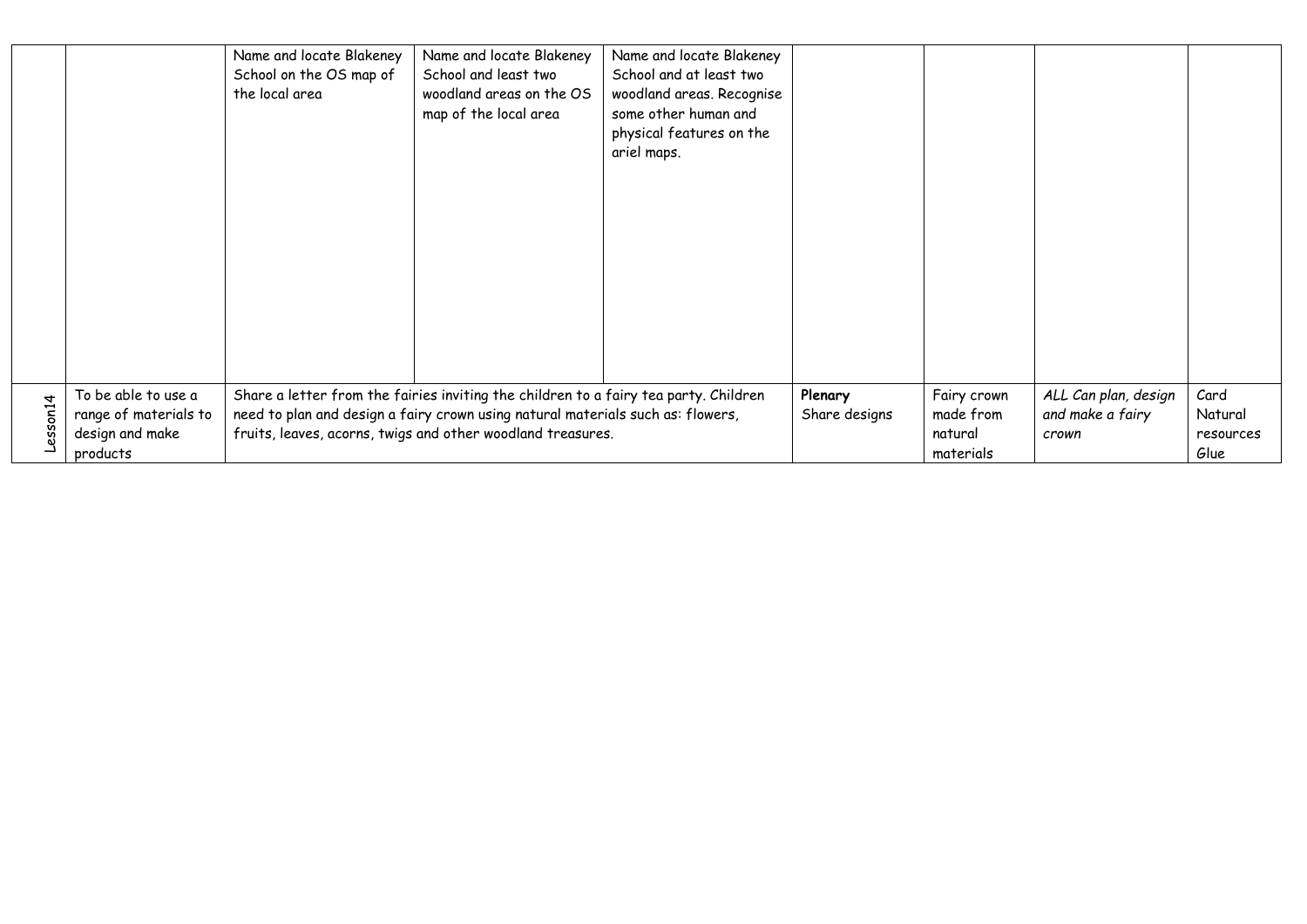|  |  |  |  |  |  |  |  |  |
|---|---|---|---|---|---|---|---|---|
|  |  | Name and locate Blakeney School on the OS map of the local area | Name and locate Blakeney School and least two woodland areas on the OS map of the local area | Name and locate Blakeney School and at least two woodland areas. Recognise some other human and physical features on the ariel maps. |  |  |  |  |
| Lesson14 | To be able to use a range of materials to design and make products | Share a letter from the fairies inviting the children to a fairy tea party. Children need to plan and design a fairy crown using natural materials such as: flowers, fruits, leaves, acorns, twigs and other woodland treasures. |  |  | **Plenary** Share designs | Fairy crown made from natural materials | *ALL Can plan, design and make a fairy crown* | Card Natural resources Glue |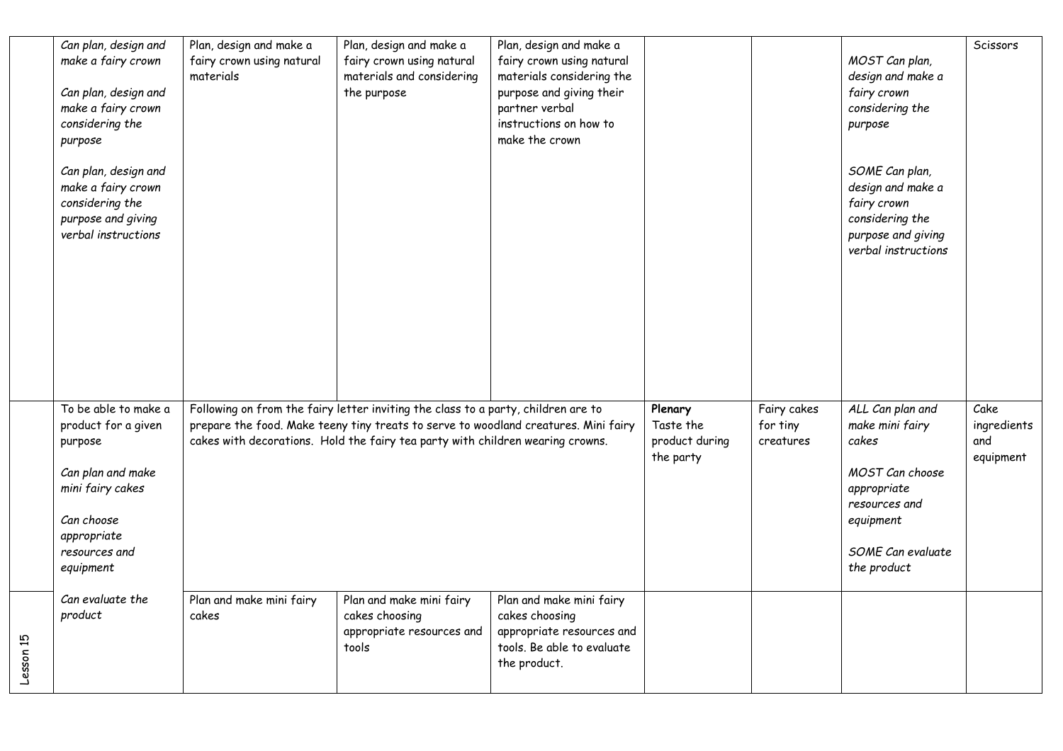| | | | | | | | | |
|---|---|---|---|---|---|---|---|---|
| | *Can plan, design and make a fairy crown*<br><br>*Can plan, design and make a fairy crown considering the purpose*<br><br>*Can plan, design and make a fairy crown considering the purpose and giving verbal instructions* | Plan, design and make a fairy crown using natural materials | Plan, design and make a fairy crown using natural materials and considering the purpose | Plan, design and make a fairy crown using natural materials considering the purpose and giving their partner verbal instructions on how to make the crown | | | *MOST Can plan, design and make a fairy crown considering the purpose*<br><br>*SOME Can plan, design and make a fairy crown considering the purpose and giving verbal instructions* | Scissors |
| Lesson 15 | To be able to make a product for a given purpose<br><br>*Can plan and make mini fairy cakes*<br><br>*Can choose appropriate resources and equipment*<br><br>*Can evaluate the product* | Following on from the fairy letter inviting the class to a party, children are to prepare the food. Make teeny tiny treats to serve to woodland creatures. Mini fairy cakes with decorations. Hold the fairy tea party with children wearing crowns. | | | **Plenary**<br>Taste the product during the party | Fairy cakes for tiny creatures | *ALL Can plan and make mini fairy cakes*<br><br>*MOST Can choose appropriate resources and equipment*<br><br>*SOME Can evaluate the product* | Cake ingredients and equipment |
| | | Plan and make mini fairy cakes | Plan and make mini fairy cakes choosing appropriate resources and tools | Plan and make mini fairy cakes choosing appropriate resources and tools. Be able to evaluate the product. | | | | |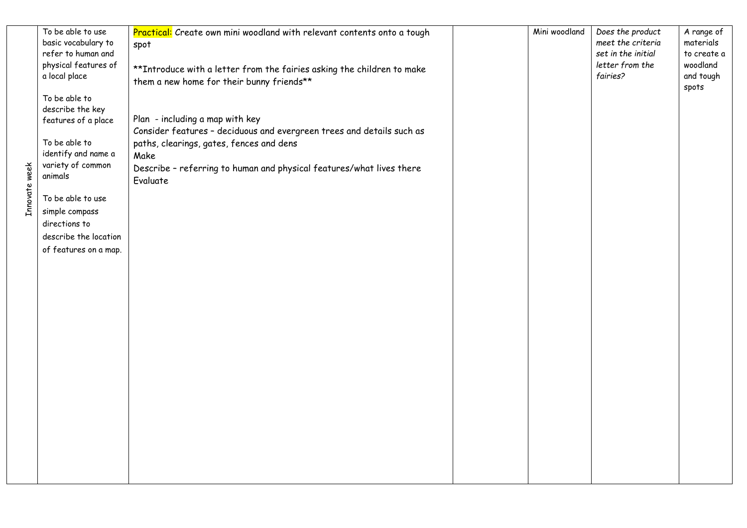| Innovate week | To be able to use basic vocabulary to refer to human and physical features of a local place<br><br>To be able to describe the key features of a place<br><br>To be able to identify and name a variety of common animals<br><br>To be able to use simple compass directions to describe the location of features on a map. | Practical: Create own mini woodland with relevant contents onto a tough spot<br><br>**Introduce with a letter from the fairies asking the children to make them a new home for their bunny friends**<br><br>Plan - including a map with key<br>Consider features – deciduous and evergreen trees and details such as paths, clearings, gates, fences and dens<br>Make<br>Describe – referring to human and physical features/what lives there<br>Evaluate | | Mini woodland | *Does the product meet the criteria set in the initial letter from the fairies?* | A range of materials to create a woodland and tough spots |
|---|---|---|---|---|---|---|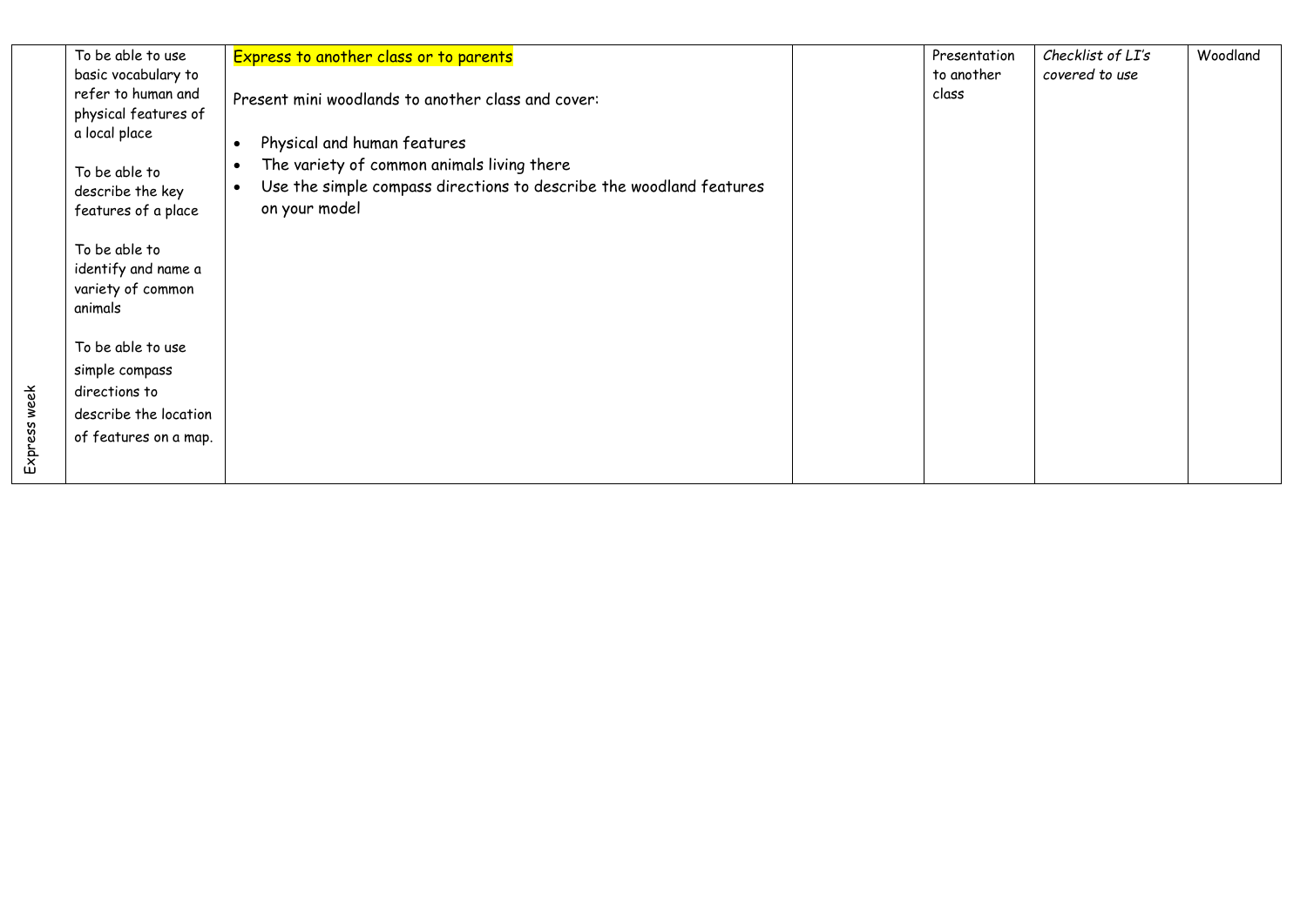| | | | | | | |
|---|---|---|---|---|---|---|
| Express week | To be able to use basic vocabulary to refer to human and physical features of a local place<br><br>To be able to describe the key features of a place<br><br>To be able to identify and name a variety of common animals<br><br>To be able to use simple compass directions to describe the location of features on a map. | Express to another class or to parents<br><br>Present mini woodlands to another class and cover:<br><br>• Physical and human features<br>• The variety of common animals living there<br>• Use the simple compass directions to describe the woodland features on your model | | Presentation to another class | *Checklist of LI's covered to use* | Woodland |